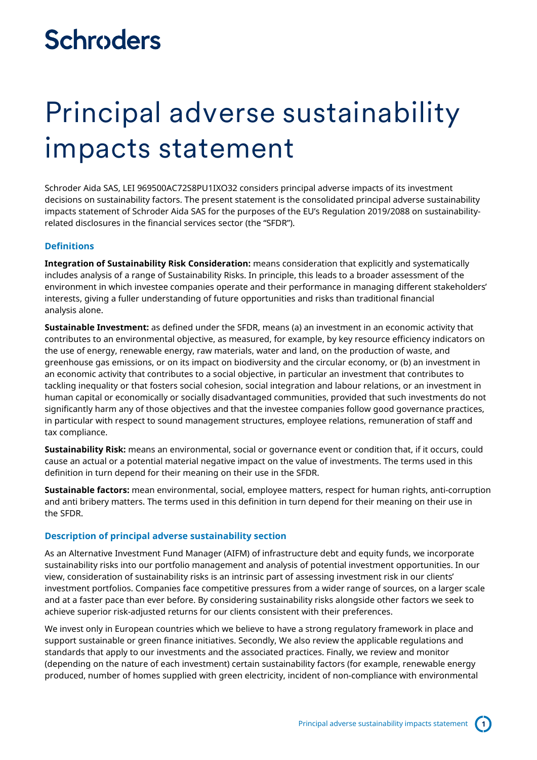# Schroders

# Principal adverse sustainability impacts statement

Schroder Aida SAS, LEI 969500AC72S8PU1IXO32 considers principal adverse impacts of its investment decisions on sustainability factors. The present statement is the consolidated principal adverse sustainability impacts statement of Schroder Aida SAS for the purposes of the EU's Regulation 2019/2088 on sustainability-related disclosures in the financial services sector (the "SFDR").

## Definitions

**Integration of Sustainability Risk Consideration:** means consideration that explicitly and systematically includes analysis of a range of Sustainability Risks. In principle, this leads to a broader assessment of the environment in which investee companies operate and their performance in managing different stakeholders' interests, giving a fuller understanding of future opportunities and risks than traditional financial analysis alone.

**Sustainable Investment:** as defined under the SFDR, means (a) an investment in an economic activity that contributes to an environmental objective, as measured, for example, by key resource efficiency indicators on the use of energy, renewable energy, raw materials, water and land, on the production of waste, and greenhouse gas emissions, or on its impact on biodiversity and the circular economy, or (b) an investment in an economic activity that contributes to a social objective, in particular an investment that contributes to tackling inequality or that fosters social cohesion, social integration and labour relations, or an investment in human capital or economically or socially disadvantaged communities, provided that such investments do not significantly harm any of those objectives and that the investee companies follow good governance practices, in particular with respect to sound management structures, employee relations, remuneration of staff and tax compliance.

**Sustainability Risk:** means an environmental, social or governance event or condition that, if it occurs, could cause an actual or a potential material negative impact on the value of investments. The terms used in this definition in turn depend for their meaning on their use in the SFDR.

**Sustainable factors:** mean environmental, social, employee matters, respect for human rights, anti-corruption and anti bribery matters. The terms used in this definition in turn depend for their meaning on their use in the SFDR.

## Description of principal adverse sustainability section

As an Alternative Investment Fund Manager (AIFM) of infrastructure debt and equity funds, we incorporate sustainability risks into our portfolio management and analysis of potential investment opportunities. In our view, consideration of sustainability risks is an intrinsic part of assessing investment risk in our clients' investment portfolios. Companies face competitive pressures from a wider range of sources, on a larger scale and at a faster pace than ever before. By considering sustainability risks alongside other factors we seek to achieve superior risk-adjusted returns for our clients consistent with their preferences.

We invest only in European countries which we believe to have a strong regulatory framework in place and support sustainable or green finance initiatives. Secondly, We also review the applicable regulations and standards that apply to our investments and the associated practices. Finally, we review and monitor (depending on the nature of each investment) certain sustainability factors (for example, renewable energy produced, number of homes supplied with green electricity, incident of non-compliance with environmental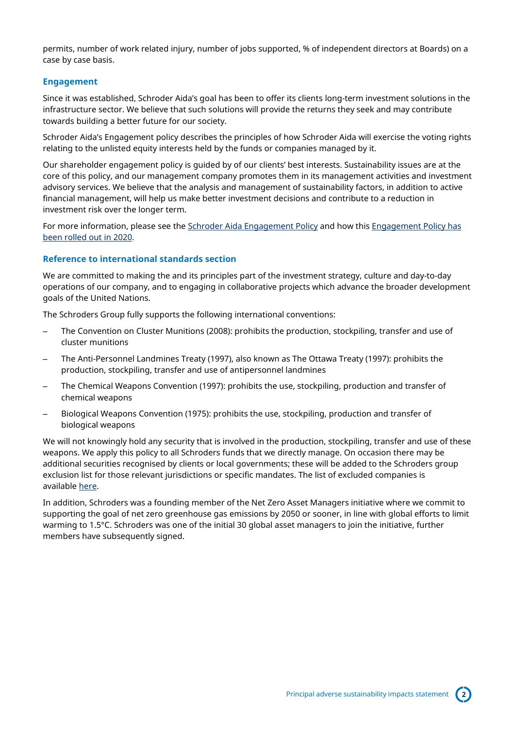permits, number of work related injury, number of jobs supported, % of independent directors at Boards) on a case by case basis.

### Engagement

Since it was established, Schroder Aida's goal has been to offer its clients long-term investment solutions in the infrastructure sector. We believe that such solutions will provide the returns they seek and may contribute towards building a better future for our society.

Schroder Aida's Engagement policy describes the principles of how Schroder Aida will exercise the voting rights relating to the unlisted equity interests held by the funds or companies managed by it.

Our shareholder engagement policy is guided by of our clients' best interests. Sustainability issues are at the core of this policy, and our management company promotes them in its management activities and investment advisory services. We believe that the analysis and management of sustainability factors, in addition to active financial management, will help us make better investment decisions and contribute to a reduction in investment risk over the longer term.

For more information, please see the Schroder Aida Engagement Policy and how this Engagement Policy has been rolled out in 2020.

### Reference to international standards section

We are committed to making the and its principles part of the investment strategy, culture and day-to-day operations of our company, and to engaging in collaborative projects which advance the broader development goals of the United Nations.

The Schroders Group fully supports the following international conventions:

- The Convention on Cluster Munitions (2008): prohibits the production, stockpiling, transfer and use of cluster munitions
- The Anti-Personnel Landmines Treaty (1997), also known as The Ottawa Treaty (1997): prohibits the production, stockpiling, transfer and use of antipersonnel landmines
- The Chemical Weapons Convention (1997): prohibits the use, stockpiling, production and transfer of chemical weapons
- Biological Weapons Convention (1975): prohibits the use, stockpiling, production and transfer of biological weapons

We will not knowingly hold any security that is involved in the production, stockpling, transfer and use of these weapons. We apply this policy to all Schroders funds that we directly manage. On occasion there may be additional securities recognised by clients or local governments; these will be added to the Schroders group exclusion list for those relevant jurisdictions or specific mandates. The list of excluded companies is available here.

In addition, Schroders was a founding member of the Net Zero Asset Managers initiative where we commit to supporting the goal of net zero greenhouse gas emissions by 2050 or sooner, in line with global efforts to limit warming to 1.5°C. Schroders was one of the initial 30 global asset managers to join the initiative, further members have subsequently signed.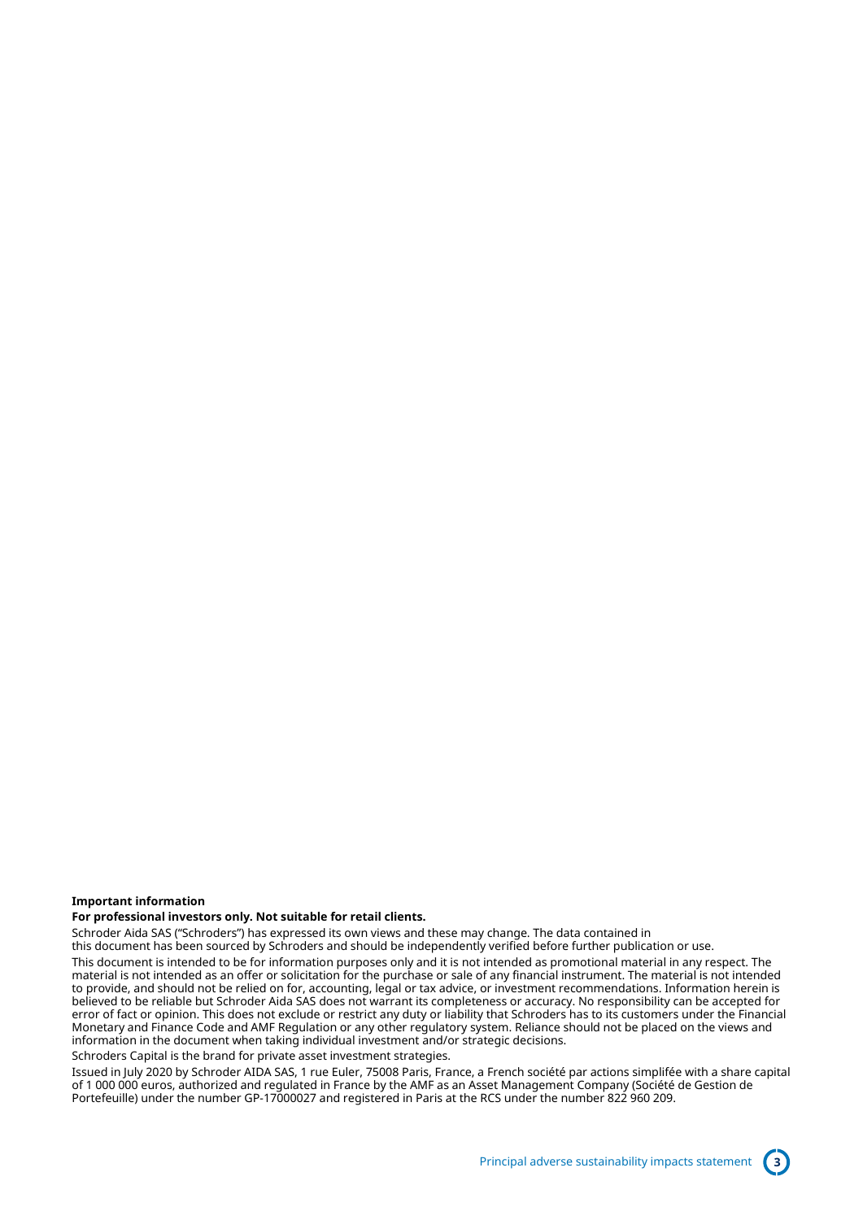**Important information**

**For professional investors only. Not suitable for retail clients.**

Schroder Aida SAS ("Schroders") has expressed its own views and these may change. The data contained in this document has been sourced by Schroders and should be independently verified before further publication or use.

This document is intended to be for information purposes only and it is not intended as promotional material in any respect. The material is not intended as an offer or solicitation for the purchase or sale of any financial instrument. The material is not intended to provide, and should not be relied on for, accounting, legal or tax advice, or investment recommendations. Information herein is believed to be reliable but Schroder Aida SAS does not warrant its completeness or accuracy. No responsibility can be accepted for error of fact or opinion. This does not exclude or restrict any duty or liability that Schroders has to its customers under the Financial Monetary and Finance Code and AMF Regulation or any other regulatory system. Reliance should not be placed on the views and information in the document when taking individual investment and/or strategic decisions.

Schroders Capital is the brand for private asset investment strategies.

Issued in July 2020 by Schroder AIDA SAS, 1 rue Euler, 75008 Paris, France, a French société par actions simplifée with a share capital of 1 000 000 euros, authorized and regulated in France by the AMF as an Asset Management Company (Société de Gestion de Portefeuille) under the number GP-17000027 and registered in Paris at the RCS under the number 822 960 209.